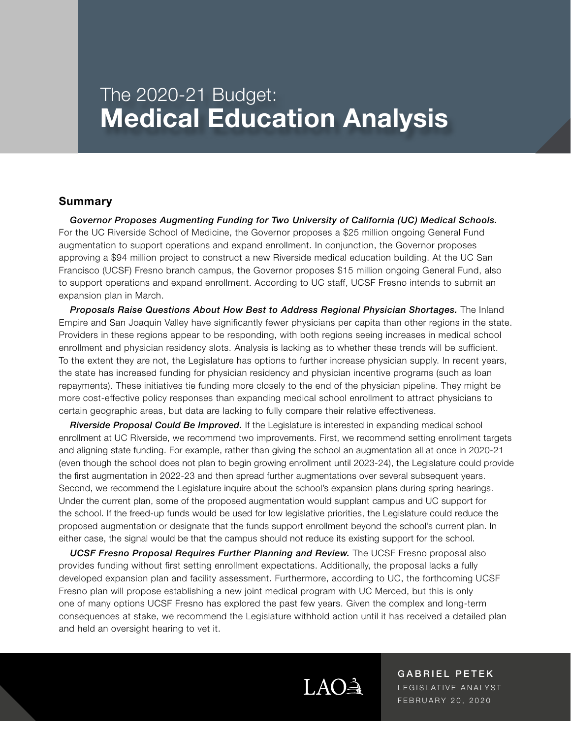# The 2020-21 Budget: **Medical Education Analysis**

## Summary

***Governor Proposes Augmenting Funding for Two University of California (UC) Medical Schools.*** For the UC Riverside School of Medicine, the Governor proposes a $25 million ongoing General Fund augmentation to support operations and expand enrollment. In conjunction, the Governor proposes approving a $94 million project to construct a new Riverside medical education building. At the UC San Francisco (UCSF) Fresno branch campus, the Governor proposes $15 million ongoing General Fund, also to support operations and expand enrollment. According to UC staff, UCSF Fresno intends to submit an expansion plan in March.

***Proposals Raise Questions About How Best to Address Regional Physician Shortages.*** The Inland Empire and San Joaquin Valley have significantly fewer physicians per capita than other regions in the state. Providers in these regions appear to be responding, with both regions seeing increases in medical school enrollment and physician residency slots. Analysis is lacking as to whether these trends will be sufficient. To the extent they are not, the Legislature has options to further increase physician supply. In recent years, the state has increased funding for physician residency and physician incentive programs (such as loan repayments). These initiatives tie funding more closely to the end of the physician pipeline. They might be more cost-effective policy responses than expanding medical school enrollment to attract physicians to certain geographic areas, but data are lacking to fully compare their relative effectiveness.

***Riverside Proposal Could Be Improved.*** If the Legislature is interested in expanding medical school enrollment at UC Riverside, we recommend two improvements. First, we recommend setting enrollment targets and aligning state funding. For example, rather than giving the school an augmentation all at once in 2020-21 (even though the school does not plan to begin growing enrollment until 2023-24), the Legislature could provide the first augmentation in 2022-23 and then spread further augmentations over several subsequent years. Second, we recommend the Legislature inquire about the school's expansion plans during spring hearings. Under the current plan, some of the proposed augmentation would supplant campus and UC support for the school. If the freed-up funds would be used for low legislative priorities, the Legislature could reduce the proposed augmentation or designate that the funds support enrollment beyond the school's current plan. In either case, the signal would be that the campus should not reduce its existing support for the school.

***UCSF Fresno Proposal Requires Further Planning and Review.*** The UCSF Fresno proposal also provides funding without first setting enrollment expectations. Additionally, the proposal lacks a fully developed expansion plan and facility assessment. Furthermore, according to UC, the forthcoming UCSF Fresno plan will propose establishing a new joint medical program with UC Merced, but this is only one of many options UCSF Fresno has explored the past few years. Given the complex and long-term consequences at stake, we recommend the Legislature withhold action until it has received a detailed plan and held an oversight hearing to vet it.

LAO

GABRIEL PETEK
LEGISLATIVE ANALYST
FEBRUARY 20, 2020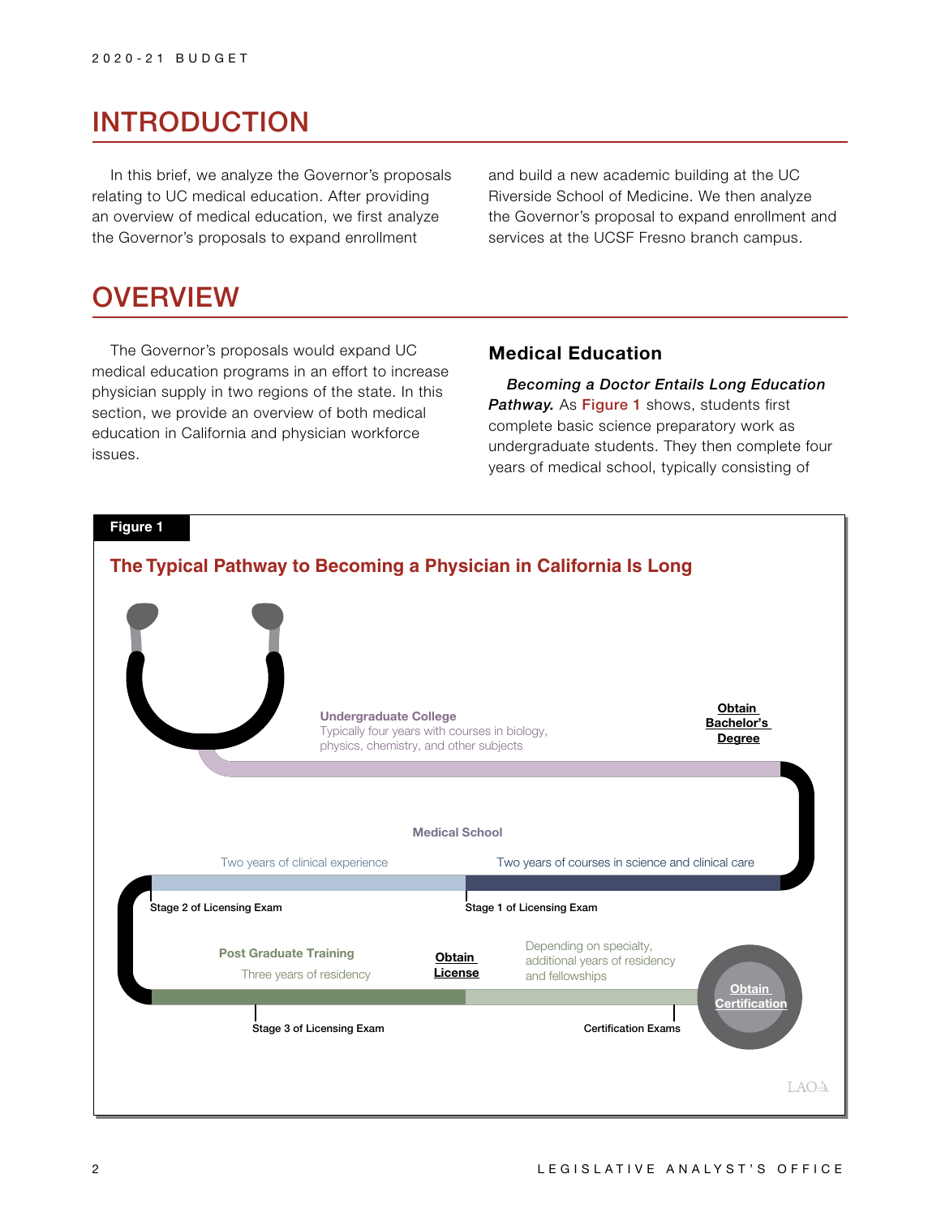# INTRODUCTION

In this brief, we analyze the Governor's proposals relating to UC medical education. After providing an overview of medical education, we first analyze the Governor's proposals to expand enrollment and build a new academic building at the UC Riverside School of Medicine. We then analyze the Governor's proposal to expand enrollment and services at the UCSF Fresno branch campus.

# OVERVIEW

The Governor's proposals would expand UC medical education programs in an effort to increase physician supply in two regions of the state. In this section, we provide an overview of both medical education in California and physician workforce issues.

## Medical Education

***Becoming a Doctor Entails Long Education Pathway.*** As Figure 1 shows, students first complete basic science preparatory work as undergraduate students. They then complete four years of medical school, typically consisting of

**Figure 1**

**The Typical Pathway to Becoming a Physician in California Is Long**

**Undergraduate College**
Typically four years with courses in biology, physics, chemistry, and other subjects

**Obtain Bachelor's Degree**

**Medical School**

Two years of courses in science and clinical care

Stage 1 of Licensing Exam

Two years of clinical experience

Stage 2 of Licensing Exam

**Post Graduate Training**

Three years of residency

Stage 3 of Licensing Exam

**Obtain License**

Depending on specialty, additional years of residency and fellowships

Certification Exams

**Obtain Certification**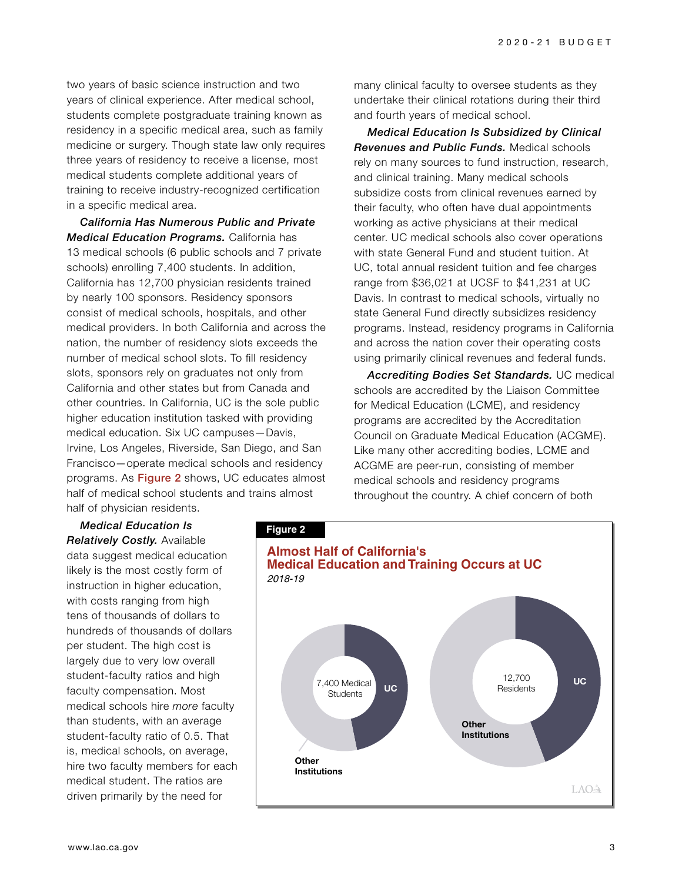two years of basic science instruction and two years of clinical experience. After medical school, students complete postgraduate training known as residency in a specific medical area, such as family medicine or surgery. Though state law only requires three years of residency to receive a license, most medical students complete additional years of training to receive industry-recognized certification in a specific medical area.

***California Has Numerous Public and Private Medical Education Programs.*** California has 13 medical schools (6 public schools and 7 private schools) enrolling 7,400 students. In addition, California has 12,700 physician residents trained by nearly 100 sponsors. Residency sponsors consist of medical schools, hospitals, and other medical providers. In both California and across the nation, the number of residency slots exceeds the number of medical school slots. To fill residency slots, sponsors rely on graduates not only from California and other states but from Canada and other countries. In California, UC is the sole public higher education institution tasked with providing medical education. Six UC campuses—Davis, Irvine, Los Angeles, Riverside, San Diego, and San Francisco—operate medical schools and residency programs. As Figure 2 shows, UC educates almost half of medical school students and trains almost half of physician residents.

***Medical Education Is Relatively Costly.*** Available data suggest medical education likely is the most costly form of instruction in higher education, with costs ranging from high tens of thousands of dollars to hundreds of thousands of dollars per student. The high cost is largely due to very low overall student-faculty ratios and high faculty compensation. Most medical schools hire *more* faculty than students, with an average student-faculty ratio of 0.5. That is, medical schools, on average, hire two faculty members for each medical student. The ratios are driven primarily by the need for many clinical faculty to oversee students as they undertake their clinical rotations during their third and fourth years of medical school.

***Medical Education Is Subsidized by Clinical Revenues and Public Funds.*** Medical schools rely on many sources to fund instruction, research, and clinical training. Many medical schools subsidize costs from clinical revenues earned by their faculty, who often have dual appointments working as active physicians at their medical center. UC medical schools also cover operations with state General Fund and student tuition. At UC, total annual resident tuition and fee charges range from $36,021 at UCSF to $41,231 at UC Davis. In contrast to medical schools, virtually no state General Fund directly subsidizes residency programs. Instead, residency programs in California and across the nation cover their operating costs using primarily clinical revenues and federal funds.

***Accrediting Bodies Set Standards.*** UC medical schools are accredited by the Liaison Committee for Medical Education (LCME), and residency programs are accredited by the Accreditation Council on Graduate Medical Education (ACGME). Like many other accrediting bodies, LCME and ACGME are peer-run, consisting of member medical schools and residency programs throughout the country. A chief concern of both

**Figure 2**

**Almost Half of California's Medical Education and Training Occurs at UC**

*2018-19*

- 7,400 Medical Students: UC / Other Institutions
- 12,700 Residents: UC / Other Institutions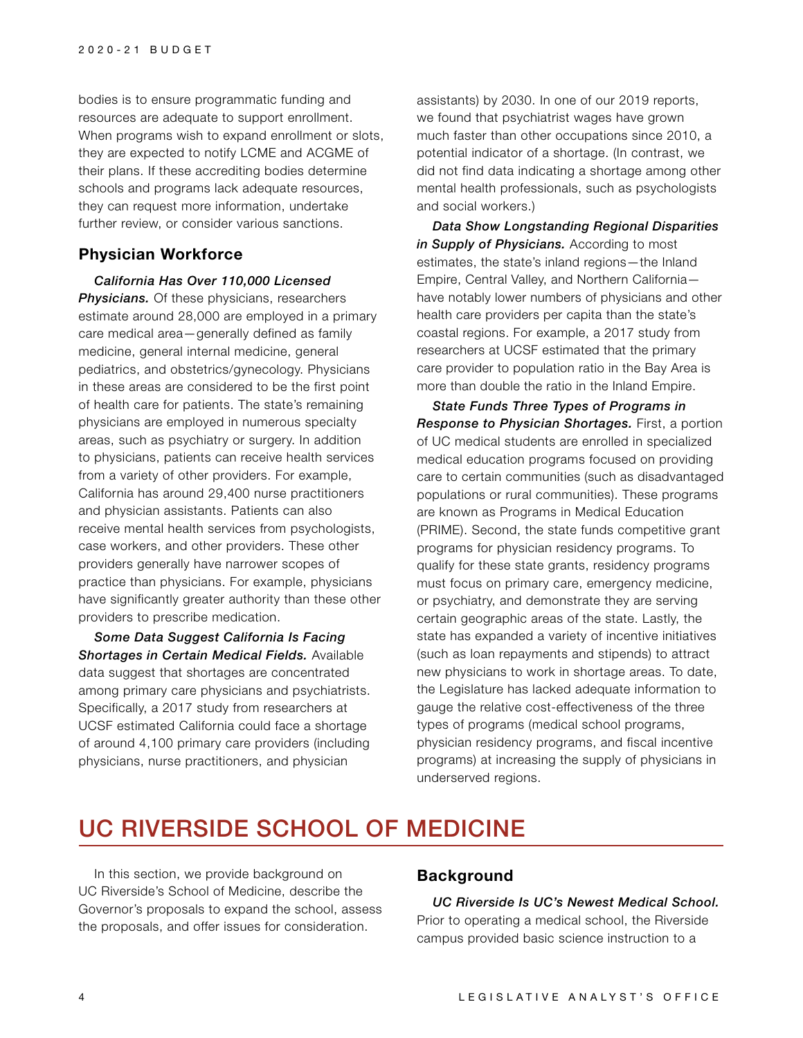bodies is to ensure programmatic funding and resources are adequate to support enrollment. When programs wish to expand enrollment or slots, they are expected to notify LCME and ACGME of their plans. If these accrediting bodies determine schools and programs lack adequate resources, they can request more information, undertake further review, or consider various sanctions.

### Physician Workforce

***California Has Over 110,000 Licensed Physicians.*** Of these physicians, researchers estimate around 28,000 are employed in a primary care medical area—generally defined as family medicine, general internal medicine, general pediatrics, and obstetrics/gynecology. Physicians in these areas are considered to be the first point of health care for patients. The state's remaining physicians are employed in numerous specialty areas, such as psychiatry or surgery. In addition to physicians, patients can receive health services from a variety of other providers. For example, California has around 29,400 nurse practitioners and physician assistants. Patients can also receive mental health services from psychologists, case workers, and other providers. These other providers generally have narrower scopes of practice than physicians. For example, physicians have significantly greater authority than these other providers to prescribe medication.

***Some Data Suggest California Is Facing Shortages in Certain Medical Fields.*** Available data suggest that shortages are concentrated among primary care physicians and psychiatrists. Specifically, a 2017 study from researchers at UCSF estimated California could face a shortage of around 4,100 primary care providers (including physicians, nurse practitioners, and physician assistants) by 2030. In one of our 2019 reports, we found that psychiatrist wages have grown much faster than other occupations since 2010, a potential indicator of a shortage. (In contrast, we did not find data indicating a shortage among other mental health professionals, such as psychologists and social workers.)

***Data Show Longstanding Regional Disparities in Supply of Physicians.*** According to most estimates, the state's inland regions—the Inland Empire, Central Valley, and Northern California—have notably lower numbers of physicians and other health care providers per capita than the state's coastal regions. For example, a 2017 study from researchers at UCSF estimated that the primary care provider to population ratio in the Bay Area is more than double the ratio in the Inland Empire.

***State Funds Three Types of Programs in Response to Physician Shortages.*** First, a portion of UC medical students are enrolled in specialized medical education programs focused on providing care to certain communities (such as disadvantaged populations or rural communities). These programs are known as Programs in Medical Education (PRIME). Second, the state funds competitive grant programs for physician residency programs. To qualify for these state grants, residency programs must focus on primary care, emergency medicine, or psychiatry, and demonstrate they are serving certain geographic areas of the state. Lastly, the state has expanded a variety of incentive initiatives (such as loan repayments and stipends) to attract new physicians to work in shortage areas. To date, the Legislature has lacked adequate information to gauge the relative cost-effectiveness of the three types of programs (medical school programs, physician residency programs, and fiscal incentive programs) at increasing the supply of physicians in underserved regions.

## UC RIVERSIDE SCHOOL OF MEDICINE

In this section, we provide background on UC Riverside's School of Medicine, describe the Governor's proposals to expand the school, assess the proposals, and offer issues for consideration.

### Background

***UC Riverside Is UC's Newest Medical School.*** Prior to operating a medical school, the Riverside campus provided basic science instruction to a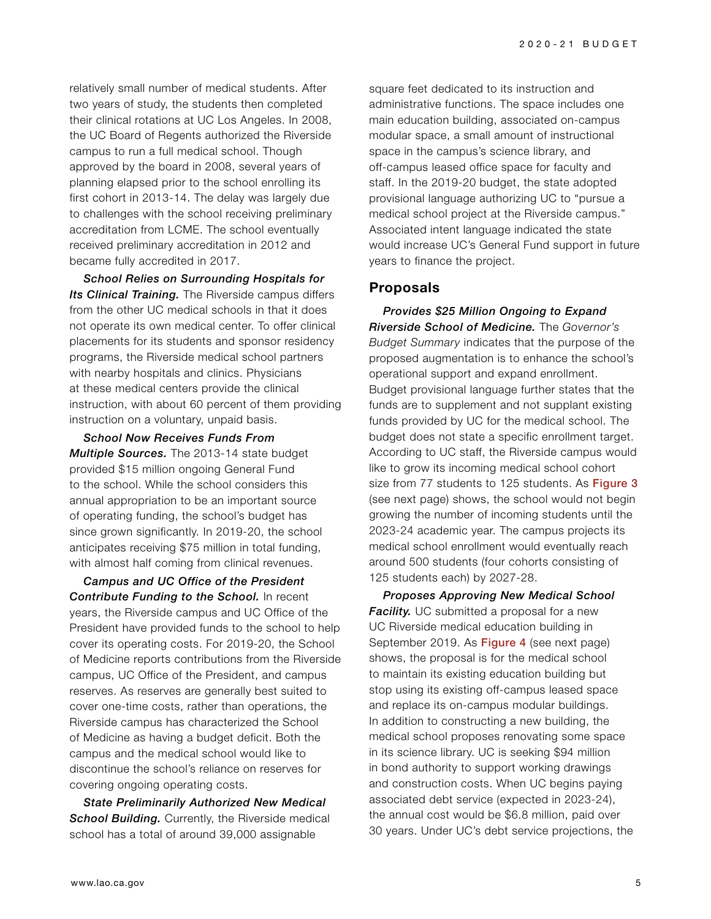relatively small number of medical students. After two years of study, the students then completed their clinical rotations at UC Los Angeles. In 2008, the UC Board of Regents authorized the Riverside campus to run a full medical school. Though approved by the board in 2008, several years of planning elapsed prior to the school enrolling its first cohort in 2013-14. The delay was largely due to challenges with the school receiving preliminary accreditation from LCME. The school eventually received preliminary accreditation in 2012 and became fully accredited in 2017.

***School Relies on Surrounding Hospitals for Its Clinical Training.*** The Riverside campus differs from the other UC medical schools in that it does not operate its own medical center. To offer clinical placements for its students and sponsor residency programs, the Riverside medical school partners with nearby hospitals and clinics. Physicians at these medical centers provide the clinical instruction, with about 60 percent of them providing instruction on a voluntary, unpaid basis.

***School Now Receives Funds From Multiple Sources.*** The 2013-14 state budget provided $15 million ongoing General Fund to the school. While the school considers this annual appropriation to be an important source of operating funding, the school's budget has since grown significantly. In 2019-20, the school anticipates receiving $75 million in total funding, with almost half coming from clinical revenues.

***Campus and UC Office of the President Contribute Funding to the School.*** In recent years, the Riverside campus and UC Office of the President have provided funds to the school to help cover its operating costs. For 2019-20, the School of Medicine reports contributions from the Riverside campus, UC Office of the President, and campus reserves. As reserves are generally best suited to cover one-time costs, rather than operations, the Riverside campus has characterized the School of Medicine as having a budget deficit. Both the campus and the medical school would like to discontinue the school's reliance on reserves for covering ongoing operating costs.

***State Preliminarily Authorized New Medical School Building.*** Currently, the Riverside medical school has a total of around 39,000 assignable square feet dedicated to its instruction and administrative functions. The space includes one main education building, associated on-campus modular space, a small amount of instructional space in the campus's science library, and off-campus leased office space for faculty and staff. In the 2019-20 budget, the state adopted provisional language authorizing UC to "pursue a medical school project at the Riverside campus." Associated intent language indicated the state would increase UC's General Fund support in future years to finance the project.

## Proposals

***Provides $25 Million Ongoing to Expand Riverside School of Medicine.*** The *Governor's Budget Summary* indicates that the purpose of the proposed augmentation is to enhance the school's operational support and expand enrollment. Budget provisional language further states that the funds are to supplement and not supplant existing funds provided by UC for the medical school. The budget does not state a specific enrollment target. According to UC staff, the Riverside campus would like to grow its incoming medical school cohort size from 77 students to 125 students. As Figure 3 (see next page) shows, the school would not begin growing the number of incoming students until the 2023-24 academic year. The campus projects its medical school enrollment would eventually reach around 500 students (four cohorts consisting of 125 students each) by 2027-28.

***Proposes Approving New Medical School Facility.*** UC submitted a proposal for a new UC Riverside medical education building in September 2019. As Figure 4 (see next page) shows, the proposal is for the medical school to maintain its existing education building but stop using its existing off-campus leased space and replace its on-campus modular buildings. In addition to constructing a new building, the medical school proposes renovating some space in its science library. UC is seeking $94 million in bond authority to support working drawings and construction costs. When UC begins paying associated debt service (expected in 2023-24), the annual cost would be $6.8 million, paid over 30 years. Under UC's debt service projections, the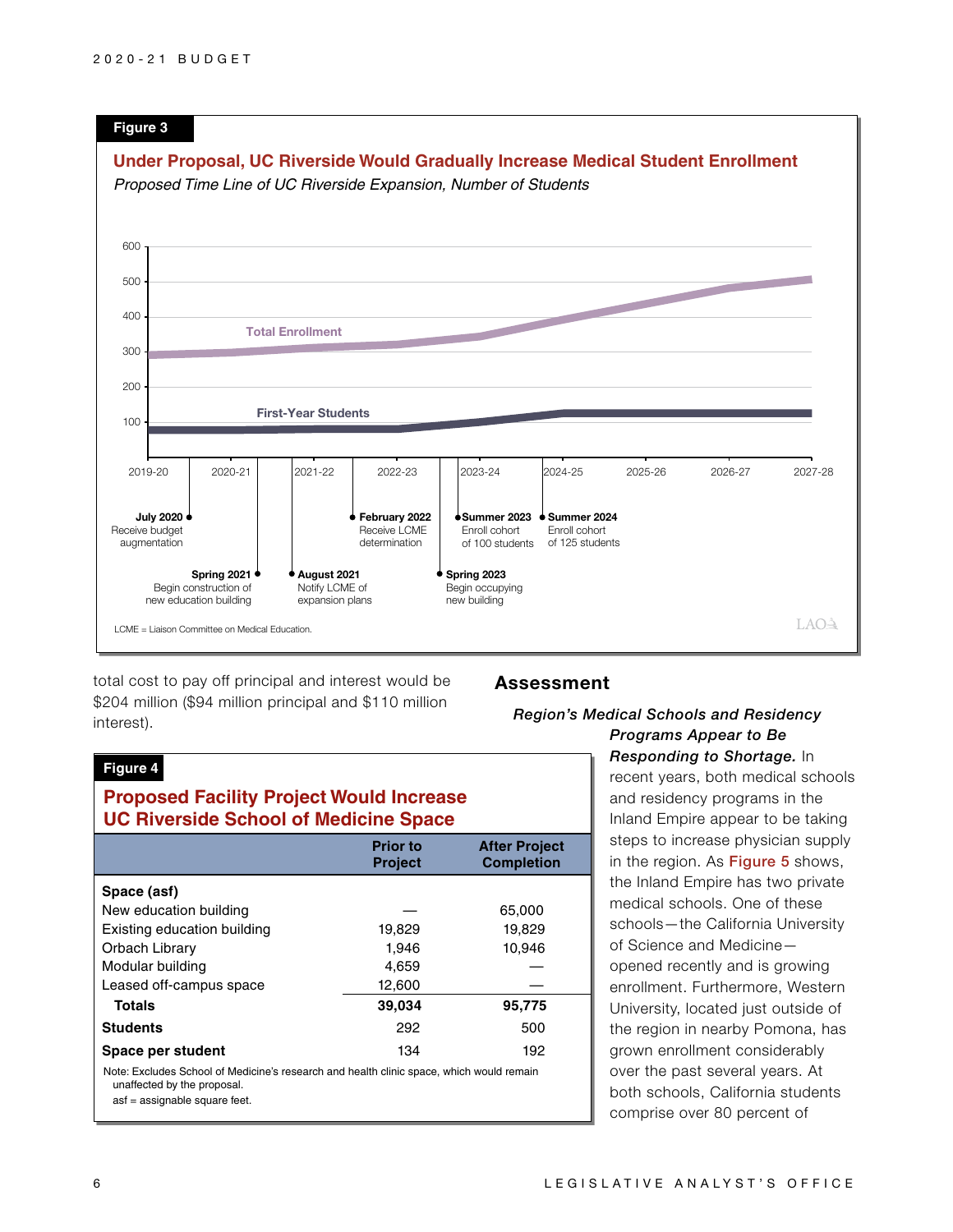**Figure 3**

**Under Proposal, UC Riverside Would Gradually Increase Medical Student Enrollment**

*Proposed Time Line of UC Riverside Expansion, Number of Students*

- **July 2020** Receive budget augmentation
- **Spring 2021** Begin construction of new education building
- **August 2021** Notify LCME of expansion plans
- **February 2022** Receive LCME determination
- **Spring 2023** Begin occupying new building
- **Summer 2023** Enroll cohort of 100 students
- **Summer 2024** Enroll cohort of 125 students

LCME = Liaison Committee on Medical Education.

total cost to pay off principal and interest would be $204 million ($94 million principal and $110 million interest).

**Figure 4**

**Proposed Facility Project Would Increase UC Riverside School of Medicine Space**

| | Prior to Project | After Project Completion |
|---|---|---|
| **Space (asf)** | | |
| New education building | — | 65,000 |
| Existing education building | 19,829 | 19,829 |
| Orbach Library | 1,946 | 10,946 |
| Modular building | 4,659 | — |
| Leased off-campus space | 12,600 | — |
| **Totals** | **39,034** | **95,775** |
| **Students** | 292 | 500 |
| **Space per student** | 134 | 192 |

Note: Excludes School of Medicine's research and health clinic space, which would remain unaffected by the proposal.
asf = assignable square feet.

## Assessment

***Region's Medical Schools and Residency Programs Appear to Be Responding to Shortage.*** In recent years, both medical schools and residency programs in the Inland Empire appear to be taking steps to increase physician supply in the region. As Figure 5 shows, the Inland Empire has two private medical schools. One of these schools—the California University of Science and Medicine—opened recently and is growing enrollment. Furthermore, Western University, located just outside of the region in nearby Pomona, has grown enrollment considerably over the past several years. At both schools, California students comprise over 80 percent of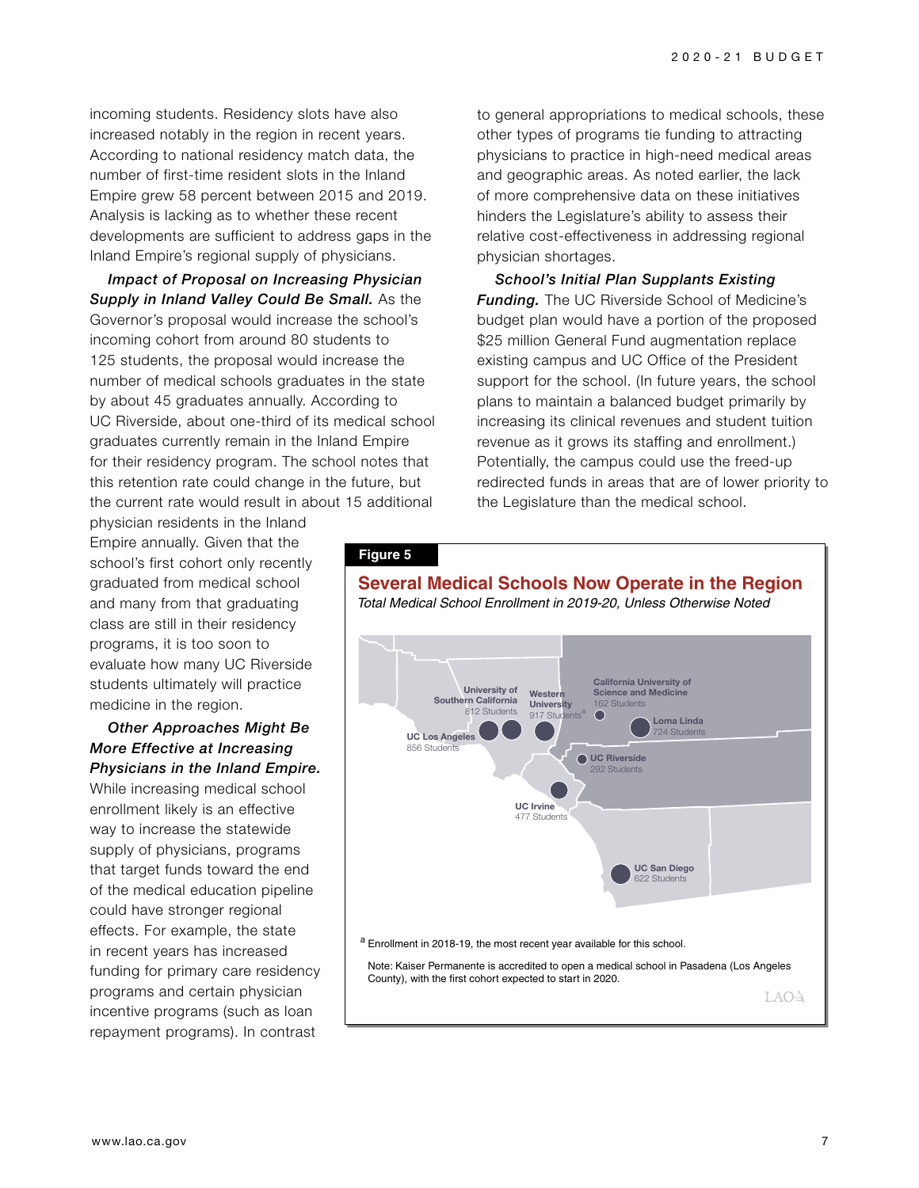incoming students. Residency slots have also increased notably in the region in recent years. According to national residency match data, the number of first-time resident slots in the Inland Empire grew 58 percent between 2015 and 2019. Analysis is lacking as to whether these recent developments are sufficient to address gaps in the Inland Empire's regional supply of physicians.

***Impact of Proposal on Increasing Physician Supply in Inland Valley Could Be Small.*** As the Governor's proposal would increase the school's incoming cohort from around 80 students to 125 students, the proposal would increase the number of medical schools graduates in the state by about 45 graduates annually. According to UC Riverside, about one-third of its medical school graduates currently remain in the Inland Empire for their residency program. The school notes that this retention rate could change in the future, but the current rate would result in about 15 additional physician residents in the Inland Empire annually. Given that the school's first cohort only recently graduated from medical school and many from that graduating class are still in their residency programs, it is too soon to evaluate how many UC Riverside students ultimately will practice medicine in the region.

***Other Approaches Might Be More Effective at Increasing Physicians in the Inland Empire.*** While increasing medical school enrollment likely is an effective way to increase the statewide supply of physicians, programs that target funds toward the end of the medical education pipeline could have stronger regional effects. For example, the state in recent years has increased funding for primary care residency programs and certain physician incentive programs (such as loan repayment programs). In contrast to general appropriations to medical schools, these other types of programs tie funding to attracting physicians to practice in high-need medical areas and geographic areas. As noted earlier, the lack of more comprehensive data on these initiatives hinders the Legislature's ability to assess their relative cost-effectiveness in addressing regional physician shortages.

***School's Initial Plan Supplants Existing Funding.*** The UC Riverside School of Medicine's budget plan would have a portion of the proposed $25 million General Fund augmentation replace existing campus and UC Office of the President support for the school. (In future years, the school plans to maintain a balanced budget primarily by increasing its clinical revenues and student tuition revenue as it grows its staffing and enrollment.) Potentially, the campus could use the freed-up redirected funds in areas that are of lower priority to the Legislature than the medical school.

**Figure 5**

**Several Medical Schools Now Operate in the Region**

*Total Medical School Enrollment in 2019-20, Unless Otherwise Noted*

| School | Students |
|---|---|
| University of Southern California | 812 Students |
| Western University | 917 Students[a] |
| California University of Science and Medicine | 162 Students |
| Loma Linda | 724 Students |
| UC Los Angeles | 856 Students |
| UC Riverside | 292 Students |
| UC Irvine | 477 Students |
| UC San Diego | 622 Students |

[a] Enrollment in 2018-19, the most recent year available for this school.

Note: Kaiser Permanente is accredited to open a medical school in Pasadena (Los Angeles County), with the first cohort expected to start in 2020.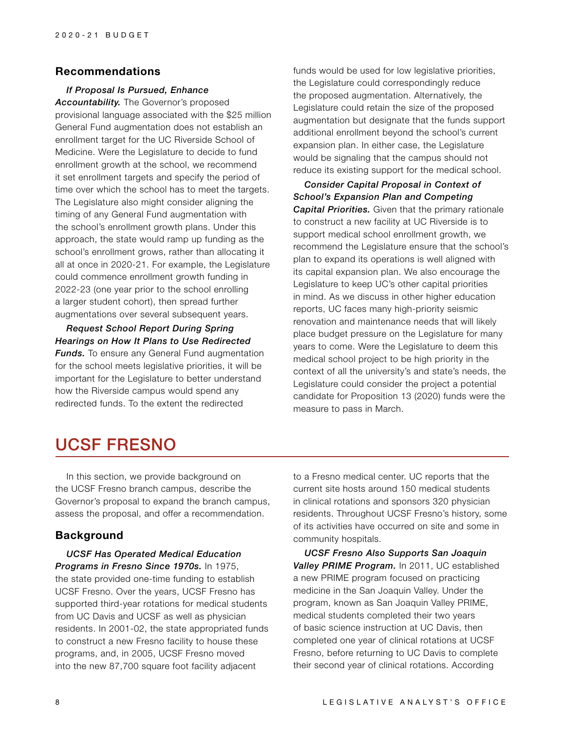### Recommendations

***If Proposal Is Pursued, Enhance Accountability.*** The Governor's proposed provisional language associated with the $25 million General Fund augmentation does not establish an enrollment target for the UC Riverside School of Medicine. Were the Legislature to decide to fund enrollment growth at the school, we recommend it set enrollment targets and specify the period of time over which the school has to meet the targets. The Legislature also might consider aligning the timing of any General Fund augmentation with the school's enrollment growth plans. Under this approach, the state would ramp up funding as the school's enrollment grows, rather than allocating it all at once in 2020-21. For example, the Legislature could commence enrollment growth funding in 2022-23 (one year prior to the school enrolling a larger student cohort), then spread further augmentations over several subsequent years.

***Request School Report During Spring Hearings on How It Plans to Use Redirected Funds.*** To ensure any General Fund augmentation for the school meets legislative priorities, it will be important for the Legislature to better understand how the Riverside campus would spend any redirected funds. To the extent the redirected funds would be used for low legislative priorities, the Legislature could correspondingly reduce the proposed augmentation. Alternatively, the Legislature could retain the size of the proposed augmentation but designate that the funds support additional enrollment beyond the school's current expansion plan. In either case, the Legislature would be signaling that the campus should not reduce its existing support for the medical school.

***Consider Capital Proposal in Context of School's Expansion Plan and Competing Capital Priorities.*** Given that the primary rationale to construct a new facility at UC Riverside is to support medical school enrollment growth, we recommend the Legislature ensure that the school's plan to expand its operations is well aligned with its capital expansion plan. We also encourage the Legislature to keep UC's other capital priorities in mind. As we discuss in other higher education reports, UC faces many high-priority seismic renovation and maintenance needs that will likely place budget pressure on the Legislature for many years to come. Were the Legislature to deem this medical school project to be high priority in the context of all the university's and state's needs, the Legislature could consider the project a potential candidate for Proposition 13 (2020) funds were the measure to pass in March.

## UCSF FRESNO

In this section, we provide background on the UCSF Fresno branch campus, describe the Governor's proposal to expand the branch campus, assess the proposal, and offer a recommendation.

### Background

***UCSF Has Operated Medical Education Programs in Fresno Since 1970s.*** In 1975, the state provided one-time funding to establish UCSF Fresno. Over the years, UCSF Fresno has supported third-year rotations for medical students from UC Davis and UCSF as well as physician residents. In 2001-02, the state appropriated funds to construct a new Fresno facility to house these programs, and, in 2005, UCSF Fresno moved into the new 87,700 square foot facility adjacent to a Fresno medical center. UC reports that the current site hosts around 150 medical students in clinical rotations and sponsors 320 physician residents. Throughout UCSF Fresno's history, some of its activities have occurred on site and some in community hospitals.

***UCSF Fresno Also Supports San Joaquin Valley PRIME Program.*** In 2011, UC established a new PRIME program focused on practicing medicine in the San Joaquin Valley. Under the program, known as San Joaquin Valley PRIME, medical students completed their two years of basic science instruction at UC Davis, then completed one year of clinical rotations at UCSF Fresno, before returning to UC Davis to complete their second year of clinical rotations. According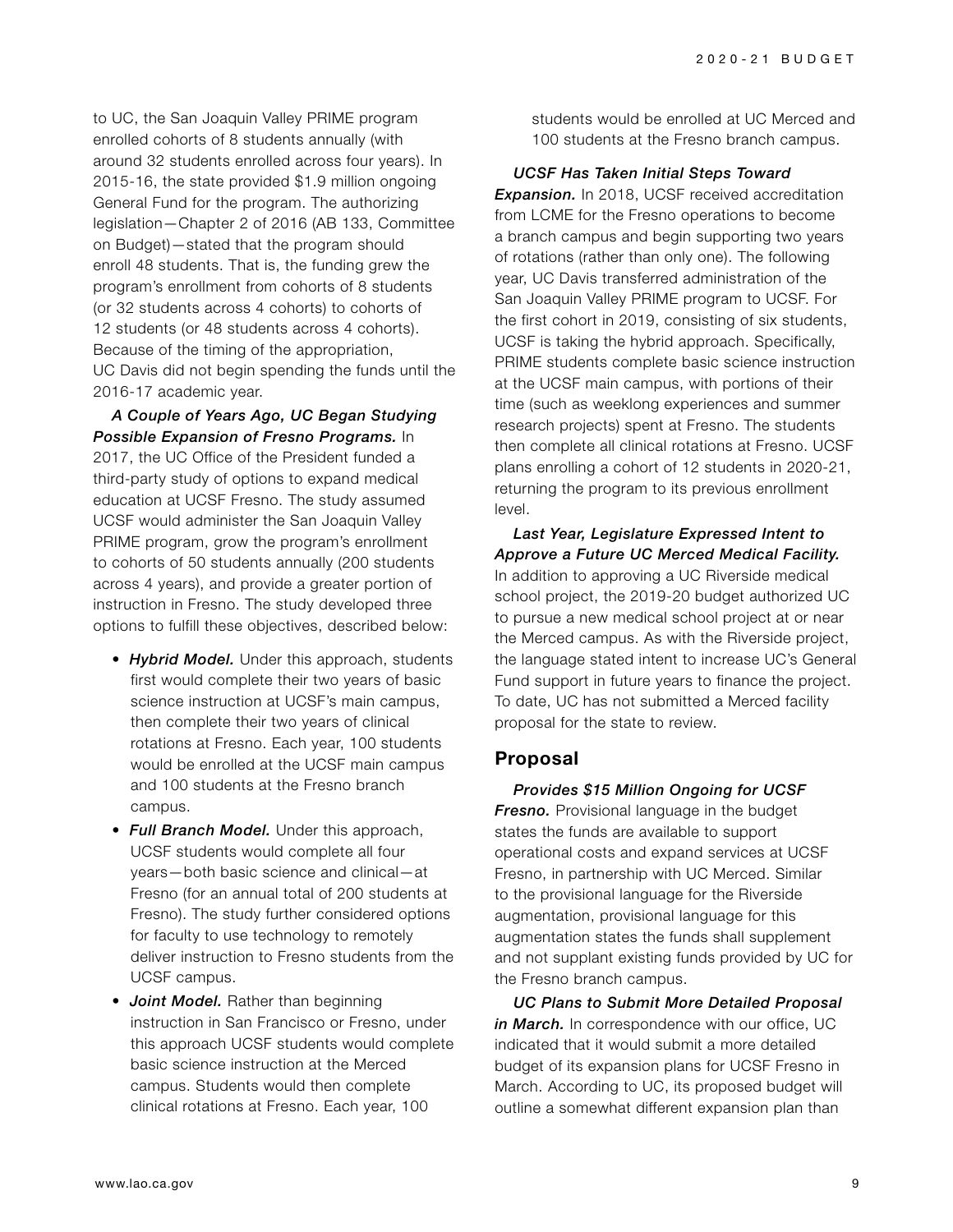to UC, the San Joaquin Valley PRIME program enrolled cohorts of 8 students annually (with around 32 students enrolled across four years). In 2015-16, the state provided $1.9 million ongoing General Fund for the program. The authorizing legislation—Chapter 2 of 2016 (AB 133, Committee on Budget)—stated that the program should enroll 48 students. That is, the funding grew the program's enrollment from cohorts of 8 students (or 32 students across 4 cohorts) to cohorts of 12 students (or 48 students across 4 cohorts). Because of the timing of the appropriation, UC Davis did not begin spending the funds until the 2016-17 academic year.

***A Couple of Years Ago, UC Began Studying Possible Expansion of Fresno Programs.*** In 2017, the UC Office of the President funded a third-party study of options to expand medical education at UCSF Fresno. The study assumed UCSF would administer the San Joaquin Valley PRIME program, grow the program's enrollment to cohorts of 50 students annually (200 students across 4 years), and provide a greater portion of instruction in Fresno. The study developed three options to fulfill these objectives, described below:

- ***Hybrid Model.*** Under this approach, students first would complete their two years of basic science instruction at UCSF's main campus, then complete their two years of clinical rotations at Fresno. Each year, 100 students would be enrolled at the UCSF main campus and 100 students at the Fresno branch campus.
- ***Full Branch Model.*** Under this approach, UCSF students would complete all four years—both basic science and clinical—at Fresno (for an annual total of 200 students at Fresno). The study further considered options for faculty to use technology to remotely deliver instruction to Fresno students from the UCSF campus.
- ***Joint Model.*** Rather than beginning instruction in San Francisco or Fresno, under this approach UCSF students would complete basic science instruction at the Merced campus. Students would then complete clinical rotations at Fresno. Each year, 100 students would be enrolled at UC Merced and 100 students at the Fresno branch campus.

***UCSF Has Taken Initial Steps Toward Expansion.*** In 2018, UCSF received accreditation from LCME for the Fresno operations to become a branch campus and begin supporting two years of rotations (rather than only one). The following year, UC Davis transferred administration of the San Joaquin Valley PRIME program to UCSF. For the first cohort in 2019, consisting of six students, UCSF is taking the hybrid approach. Specifically, PRIME students complete basic science instruction at the UCSF main campus, with portions of their time (such as weeklong experiences and summer research projects) spent at Fresno. The students then complete all clinical rotations at Fresno. UCSF plans enrolling a cohort of 12 students in 2020-21, returning the program to its previous enrollment level.

***Last Year, Legislature Expressed Intent to Approve a Future UC Merced Medical Facility.*** In addition to approving a UC Riverside medical school project, the 2019-20 budget authorized UC to pursue a new medical school project at or near the Merced campus. As with the Riverside project, the language stated intent to increase UC's General Fund support in future years to finance the project. To date, UC has not submitted a Merced facility proposal for the state to review.

## Proposal

***Provides $15 Million Ongoing for UCSF Fresno.*** Provisional language in the budget states the funds are available to support operational costs and expand services at UCSF Fresno, in partnership with UC Merced. Similar to the provisional language for the Riverside augmentation, provisional language for this augmentation states the funds shall supplement and not supplant existing funds provided by UC for the Fresno branch campus.

***UC Plans to Submit More Detailed Proposal in March.*** In correspondence with our office, UC indicated that it would submit a more detailed budget of its expansion plans for UCSF Fresno in March. According to UC, its proposed budget will outline a somewhat different expansion plan than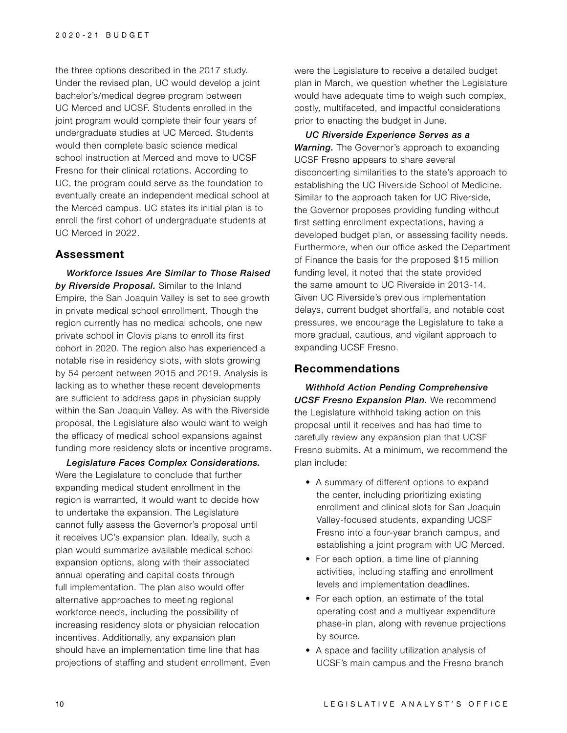the three options described in the 2017 study. Under the revised plan, UC would develop a joint bachelor's/medical degree program between UC Merced and UCSF. Students enrolled in the joint program would complete their four years of undergraduate studies at UC Merced. Students would then complete basic science medical school instruction at Merced and move to UCSF Fresno for their clinical rotations. According to UC, the program could serve as the foundation to eventually create an independent medical school at the Merced campus. UC states its initial plan is to enroll the first cohort of undergraduate students at UC Merced in 2022.

## Assessment

***Workforce Issues Are Similar to Those Raised by Riverside Proposal.*** Similar to the Inland Empire, the San Joaquin Valley is set to see growth in private medical school enrollment. Though the region currently has no medical schools, one new private school in Clovis plans to enroll its first cohort in 2020. The region also has experienced a notable rise in residency slots, with slots growing by 54 percent between 2015 and 2019. Analysis is lacking as to whether these recent developments are sufficient to address gaps in physician supply within the San Joaquin Valley. As with the Riverside proposal, the Legislature also would want to weigh the efficacy of medical school expansions against funding more residency slots or incentive programs.

***Legislature Faces Complex Considerations.*** Were the Legislature to conclude that further expanding medical student enrollment in the region is warranted, it would want to decide how to undertake the expansion. The Legislature cannot fully assess the Governor's proposal until it receives UC's expansion plan. Ideally, such a plan would summarize available medical school expansion options, along with their associated annual operating and capital costs through full implementation. The plan also would offer alternative approaches to meeting regional workforce needs, including the possibility of increasing residency slots or physician relocation incentives. Additionally, any expansion plan should have an implementation time line that has projections of staffing and student enrollment. Even were the Legislature to receive a detailed budget plan in March, we question whether the Legislature would have adequate time to weigh such complex, costly, multifaceted, and impactful considerations prior to enacting the budget in June.

***UC Riverside Experience Serves as a Warning.*** The Governor's approach to expanding UCSF Fresno appears to share several disconcerting similarities to the state's approach to establishing the UC Riverside School of Medicine. Similar to the approach taken for UC Riverside, the Governor proposes providing funding without first setting enrollment expectations, having a developed budget plan, or assessing facility needs. Furthermore, when our office asked the Department of Finance the basis for the proposed $15 million funding level, it noted that the state provided the same amount to UC Riverside in 2013-14. Given UC Riverside's previous implementation delays, current budget shortfalls, and notable cost pressures, we encourage the Legislature to take a more gradual, cautious, and vigilant approach to expanding UCSF Fresno.

## Recommendations

***Withhold Action Pending Comprehensive UCSF Fresno Expansion Plan.*** We recommend the Legislature withhold taking action on this proposal until it receives and has had time to carefully review any expansion plan that UCSF Fresno submits. At a minimum, we recommend the plan include:

- A summary of different options to expand the center, including prioritizing existing enrollment and clinical slots for San Joaquin Valley-focused students, expanding UCSF Fresno into a four-year branch campus, and establishing a joint program with UC Merced.
- For each option, a time line of planning activities, including staffing and enrollment levels and implementation deadlines.
- For each option, an estimate of the total operating cost and a multiyear expenditure phase-in plan, along with revenue projections by source.
- A space and facility utilization analysis of UCSF's main campus and the Fresno branch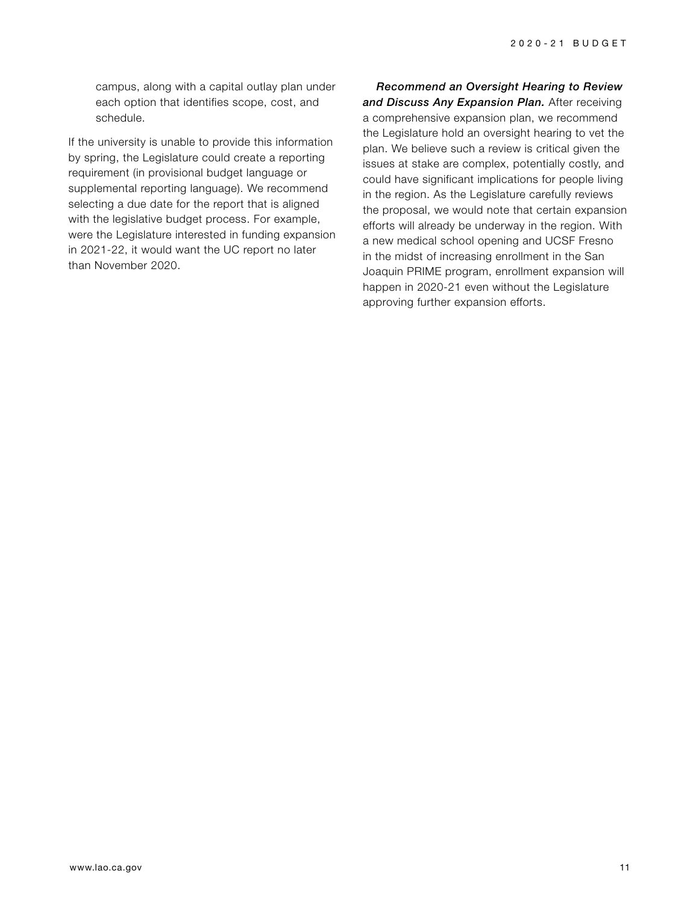campus, along with a capital outlay plan under each option that identifies scope, cost, and schedule.

If the university is unable to provide this information by spring, the Legislature could create a reporting requirement (in provisional budget language or supplemental reporting language). We recommend selecting a due date for the report that is aligned with the legislative budget process. For example, were the Legislature interested in funding expansion in 2021-22, it would want the UC report no later than November 2020.

***Recommend an Oversight Hearing to Review and Discuss Any Expansion Plan.*** After receiving a comprehensive expansion plan, we recommend the Legislature hold an oversight hearing to vet the plan. We believe such a review is critical given the issues at stake are complex, potentially costly, and could have significant implications for people living in the region. As the Legislature carefully reviews the proposal, we would note that certain expansion efforts will already be underway in the region. With a new medical school opening and UCSF Fresno in the midst of increasing enrollment in the San Joaquin PRIME program, enrollment expansion will happen in 2020-21 even without the Legislature approving further expansion efforts.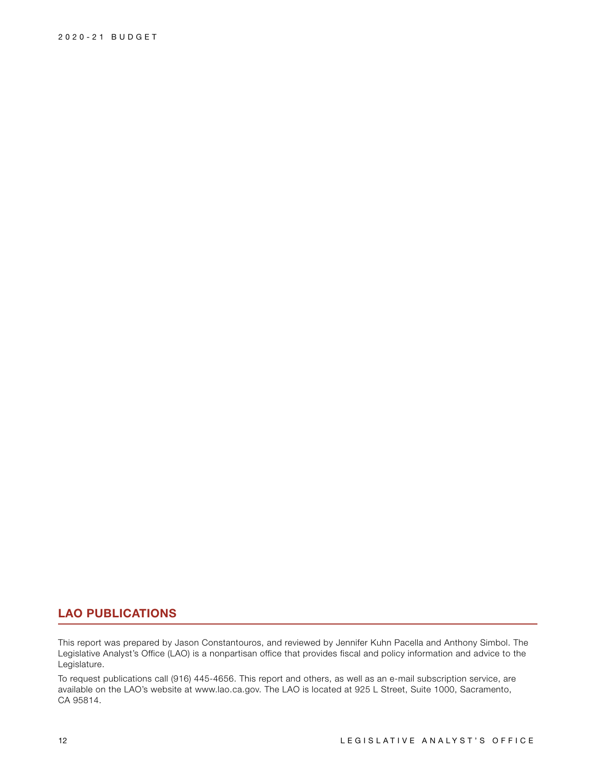## LAO PUBLICATIONS

This report was prepared by Jason Constantouros, and reviewed by Jennifer Kuhn Pacella and Anthony Simbol. The Legislative Analyst's Office (LAO) is a nonpartisan office that provides fiscal and policy information and advice to the Legislature.

To request publications call (916) 445-4656. This report and others, as well as an e-mail subscription service, are available on the LAO's website at www.lao.ca.gov. The LAO is located at 925 L Street, Suite 1000, Sacramento, CA 95814.